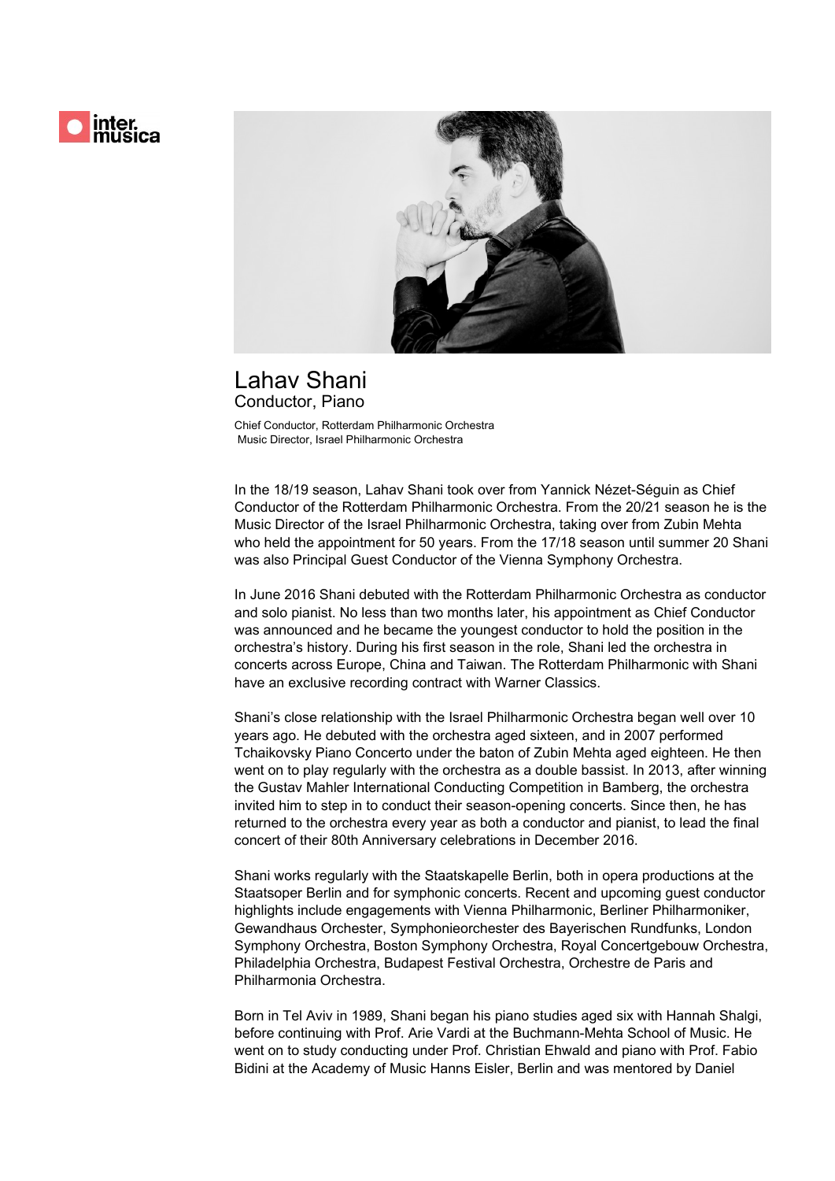# Lahav Shani

## Conductor, Piano

Chief Conductor, Rotterdam Philharmonic Orchestra
Music Director, Israel Philharmonic Orchestra

In the 18/19 season, Lahav Shani took over from Yannick Nézet-Séguin as Chief Conductor of the Rotterdam Philharmonic Orchestra. From the 20/21 season he is the Music Director of the Israel Philharmonic Orchestra, taking over from Zubin Mehta who held the appointment for 50 years. From the 17/18 season until summer 20 Shani was also Principal Guest Conductor of the Vienna Symphony Orchestra.

In June 2016 Shani debuted with the Rotterdam Philharmonic Orchestra as conductor and solo pianist. No less than two months later, his appointment as Chief Conductor was announced and he became the youngest conductor to hold the position in the orchestra's history. During his first season in the role, Shani led the orchestra in concerts across Europe, China and Taiwan. The Rotterdam Philharmonic with Shani have an exclusive recording contract with Warner Classics.

Shani's close relationship with the Israel Philharmonic Orchestra began well over 10 years ago. He debuted with the orchestra aged sixteen, and in 2007 performed Tchaikovsky Piano Concerto under the baton of Zubin Mehta aged eighteen. He then went on to play regularly with the orchestra as a double bassist. In 2013, after winning the Gustav Mahler International Conducting Competition in Bamberg, the orchestra invited him to step in to conduct their season-opening concerts. Since then, he has returned to the orchestra every year as both a conductor and pianist, to lead the final concert of their 80th Anniversary celebrations in December 2016.

Shani works regularly with the Staatskapelle Berlin, both in opera productions at the Staatsoper Berlin and for symphonic concerts. Recent and upcoming guest conductor highlights include engagements with Vienna Philharmonic, Berliner Philharmoniker, Gewandhaus Orchester, Symphonieorchester des Bayerischen Rundfunks, London Symphony Orchestra, Boston Symphony Orchestra, Royal Concertgebouw Orchestra, Philadelphia Orchestra, Budapest Festival Orchestra, Orchestre de Paris and Philharmonia Orchestra.

Born in Tel Aviv in 1989, Shani began his piano studies aged six with Hannah Shalgi, before continuing with Prof. Arie Vardi at the Buchmann-Mehta School of Music. He went on to study conducting under Prof. Christian Ehwald and piano with Prof. Fabio Bidini at the Academy of Music Hanns Eisler, Berlin and was mentored by Daniel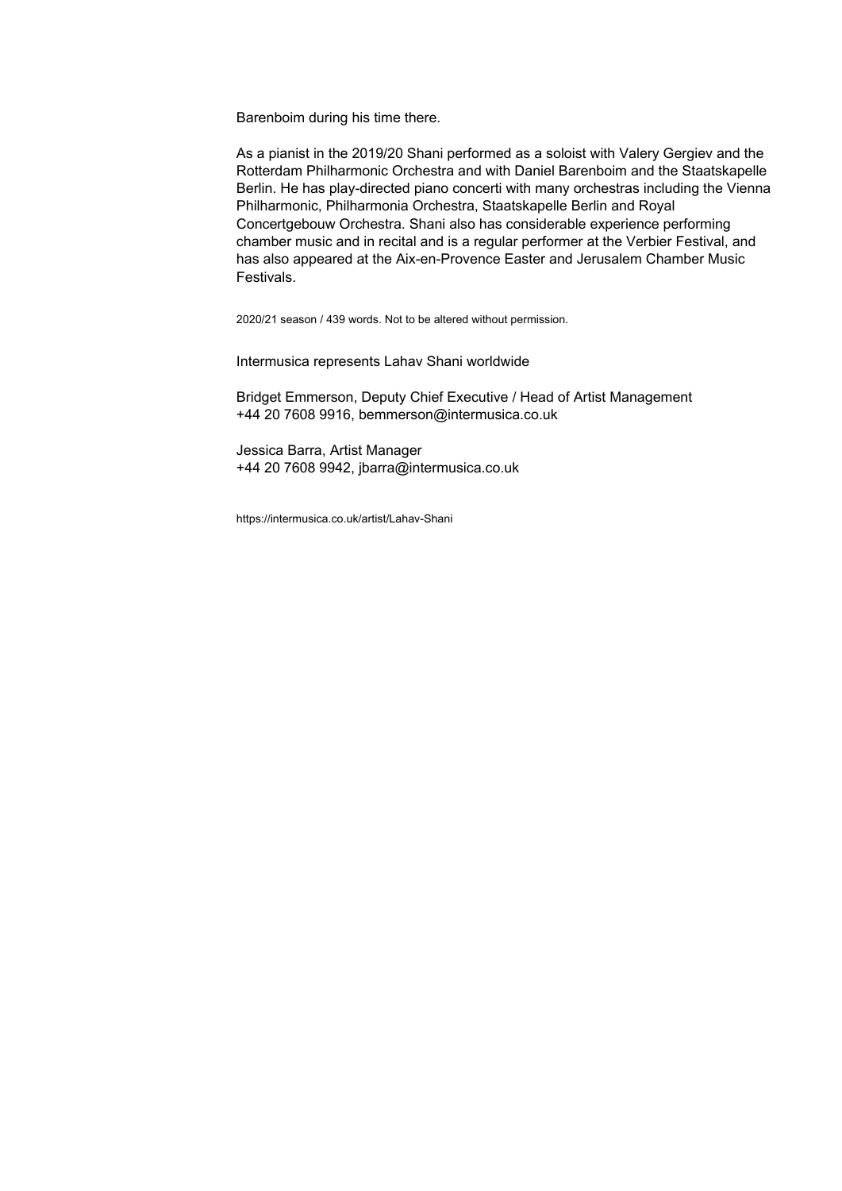Barenboim during his time there.

As a pianist in the 2019/20 Shani performed as a soloist with Valery Gergiev and the Rotterdam Philharmonic Orchestra and with Daniel Barenboim and the Staatskapelle Berlin. He has play-directed piano concerti with many orchestras including the Vienna Philharmonic, Philharmonia Orchestra, Staatskapelle Berlin and Royal Concertgebouw Orchestra. Shani also has considerable experience performing chamber music and in recital and is a regular performer at the Verbier Festival, and has also appeared at the Aix-en-Provence Easter and Jerusalem Chamber Music Festivals.

2020/21 season / 439 words. Not to be altered without permission.

Intermusica represents Lahav Shani worldwide

Bridget Emmerson, Deputy Chief Executive / Head of Artist Management
+44 20 7608 9916, bemmerson@intermusica.co.uk

Jessica Barra, Artist Manager
+44 20 7608 9942, jbarra@intermusica.co.uk

https://intermusica.co.uk/artist/Lahav-Shani